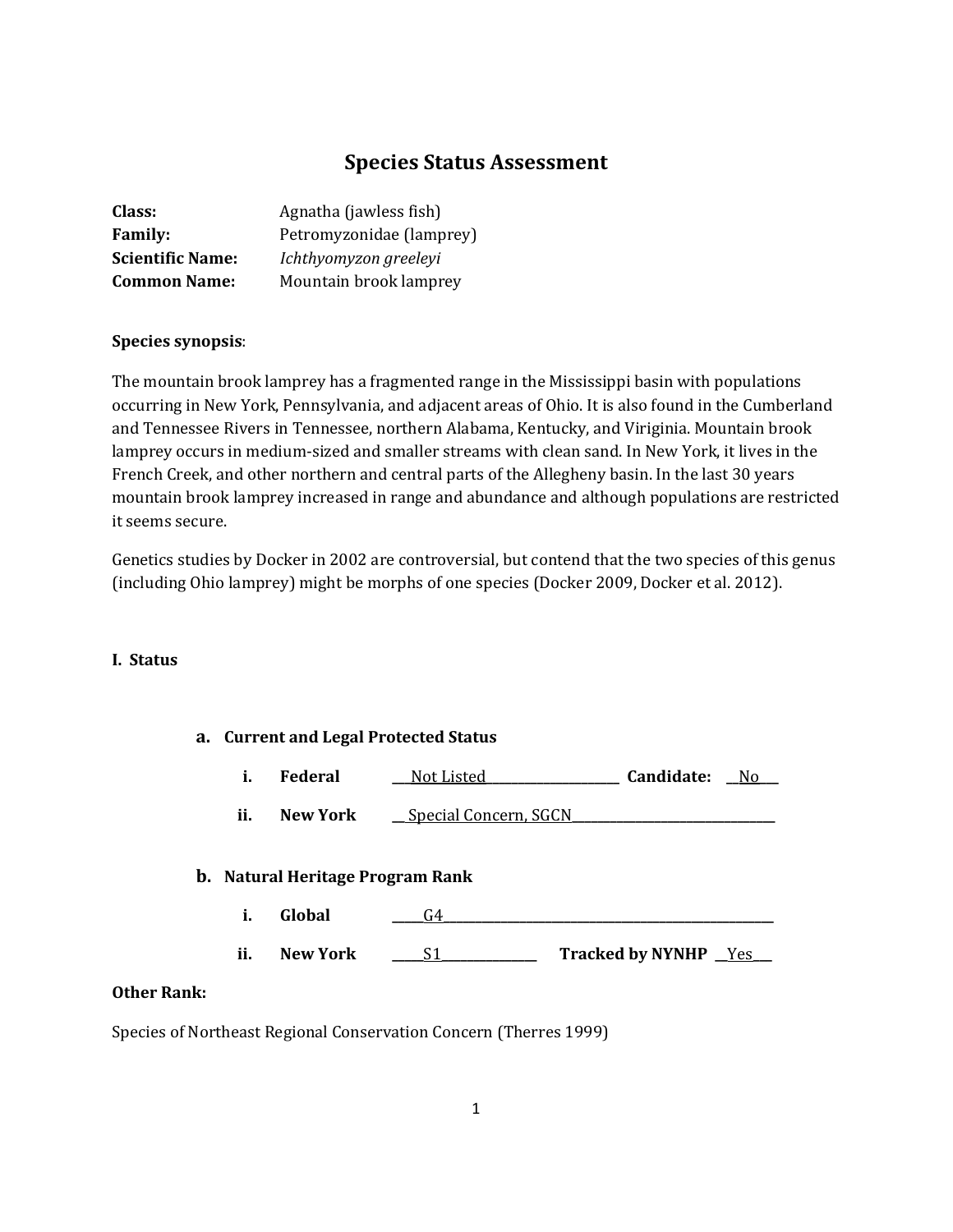# Species Status Assessment

**Class:** Agnatha (jawless fish)
**Family:** Petromyzonidae (lamprey)
**Scientific Name:** *Ichthyomyzon greeleyi*
**Common Name:** Mountain brook lamprey

**Species synopsis**:

The mountain brook lamprey has a fragmented range in the Mississippi basin with populations occurring in New York, Pennsylvania, and adjacent areas of Ohio. It is also found in the Cumberland and Tennessee Rivers in Tennessee, northern Alabama, Kentucky, and Viriginia. Mountain brook lamprey occurs in medium-sized and smaller streams with clean sand. In New York, it lives in the French Creek, and other northern and central parts of the Allegheny basin. In the last 30 years mountain brook lamprey increased in range and abundance and although populations are restricted it seems secure.

Genetics studies by Docker in 2002 are controversial, but contend that the two species of this genus (including Ohio lamprey) might be morphs of one species (Docker 2009, Docker et al. 2012).

## I. Status

### a. Current and Legal Protected Status

i. **Federal** ___Not Listed___ **Candidate:** __No__

ii. **New York** __Special Concern, SGCN__

### b. Natural Heritage Program Rank

i. **Global** _____G4_____

ii. **New York** _____S1_____ **Tracked by NYNHP** __Yes__

**Other Rank:**

Species of Northeast Regional Conservation Concern (Therres 1999)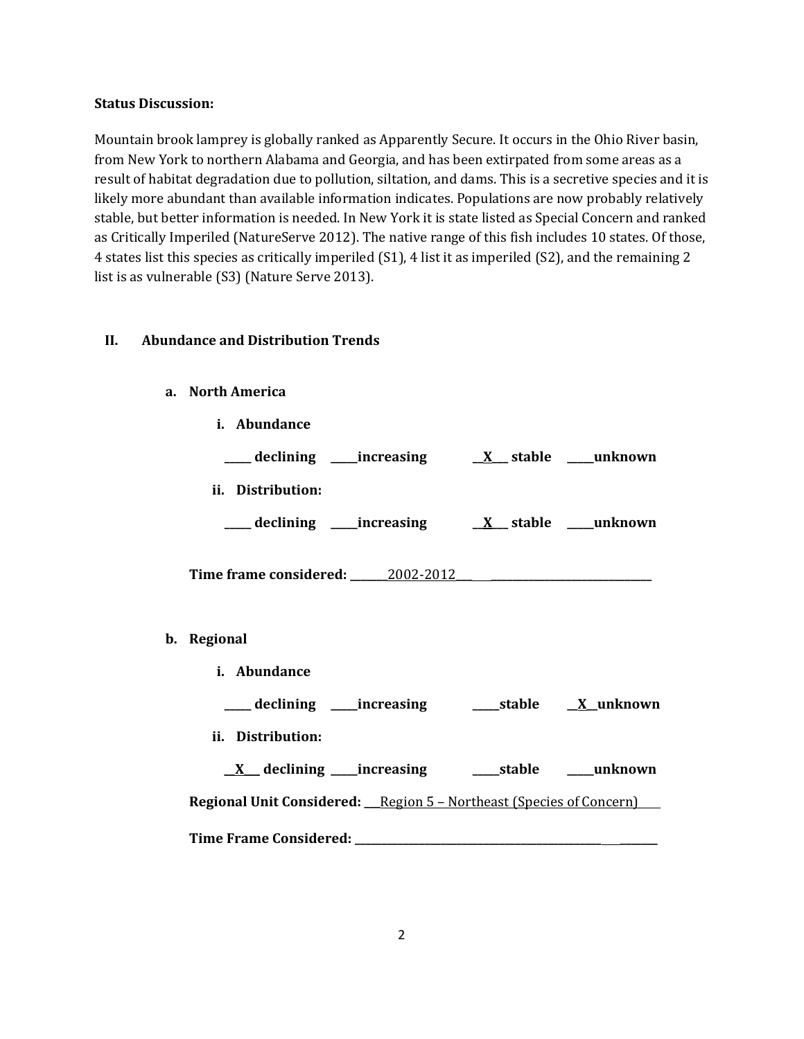**Status Discussion:**

Mountain brook lamprey is globally ranked as Apparently Secure. It occurs in the Ohio River basin, from New York to northern Alabama and Georgia, and has been extirpated from some areas as a result of habitat degradation due to pollution, siltation, and dams. This is a secretive species and it is likely more abundant than available information indicates. Populations are now probably relatively stable, but better information is needed. In New York it is state listed as Special Concern and ranked as Critically Imperiled (NatureServe 2012). The native range of this fish includes 10 states. Of those, 4 states list this species as critically imperiled (S1), 4 list it as imperiled (S2), and the remaining 2 list is as vulnerable (S3) (Nature Serve 2013).

## II. Abundance and Distribution Trends

### a. North America

**i. Abundance**

**_____ declining _____increasing __X___ stable _____unknown**

**ii. Distribution:**

**_____ declining _____increasing __X___ stable _____unknown**

**Time frame considered:** _______2002-2012___ ______________________________

### b. Regional

**i. Abundance**

**_____ declining _____increasing _____stable __X__unknown**

**ii. Distribution:**

**__X___ declining _____increasing _____stable _____unknown**

**Regional Unit Considered:** ___Region 5 – Northeast (Species of Concern)____

**Time Frame Considered:** ______________________________________________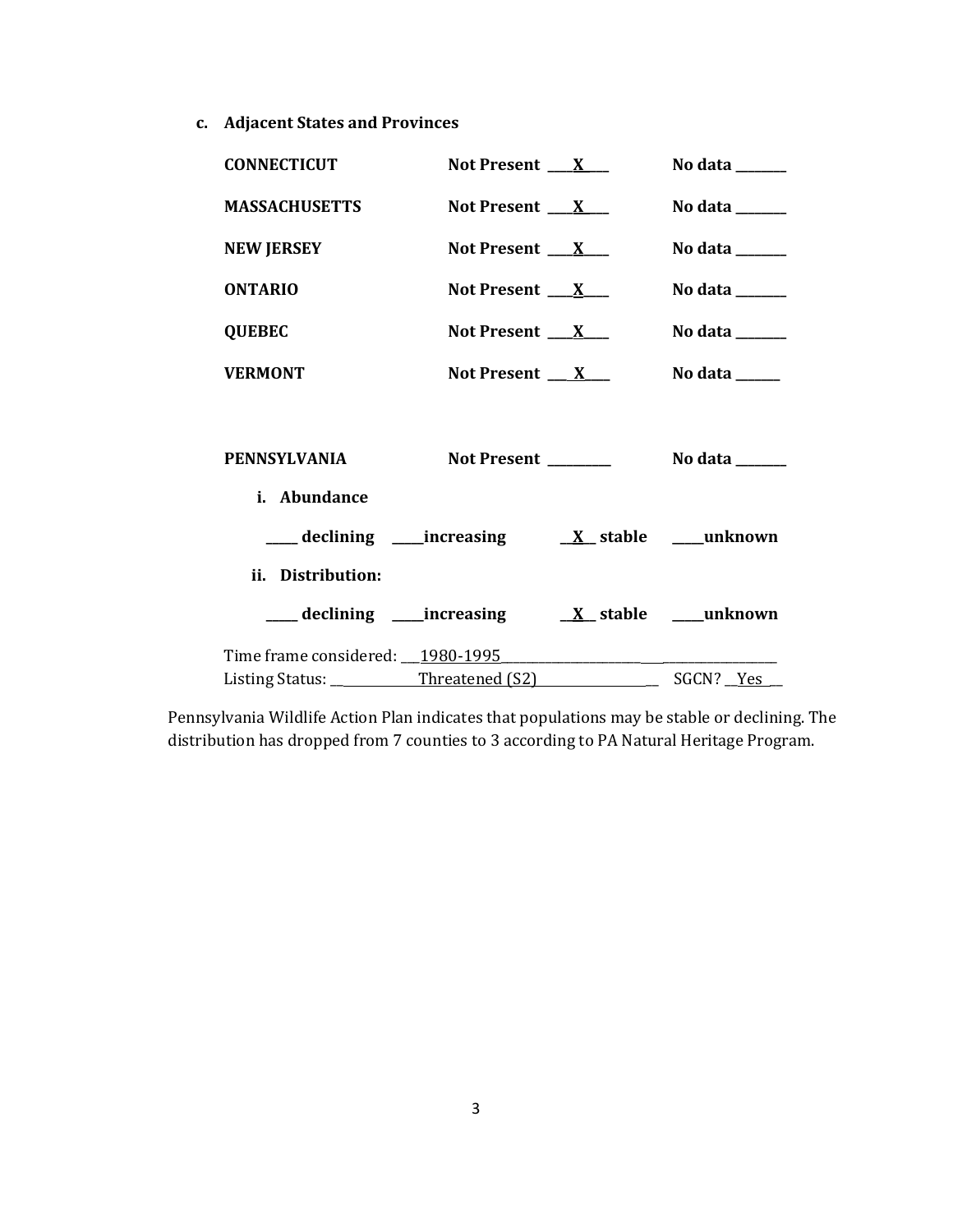**c. Adjacent States and Provinces**

**CONNECTICUT** **Not Present** __X__ **No data** ______

**MASSACHUSETTS** **Not Present** __X__ **No data** ______

**NEW JERSEY** **Not Present** __X__ **No data** ______

**ONTARIO** **Not Present** __X__ **No data** ______

**QUEBEC** **Not Present** __X__ **No data** ______

**VERMONT** **Not Present** __X__ **No data** ______

**PENNSYLVANIA** **Not Present** ________ **No data** ______

**i. Abundance**

____ **declining** ____**increasing** __X__ **stable** ____**unknown**

**ii. Distribution:**

____ **declining** ____**increasing** __X__ **stable** ____**unknown**

Time frame considered: ___1980-1995___

Listing Status: ___Threatened (S2)___ SGCN? __Yes__

Pennsylvania Wildlife Action Plan indicates that populations may be stable or declining. The distribution has dropped from 7 counties to 3 according to PA Natural Heritage Program.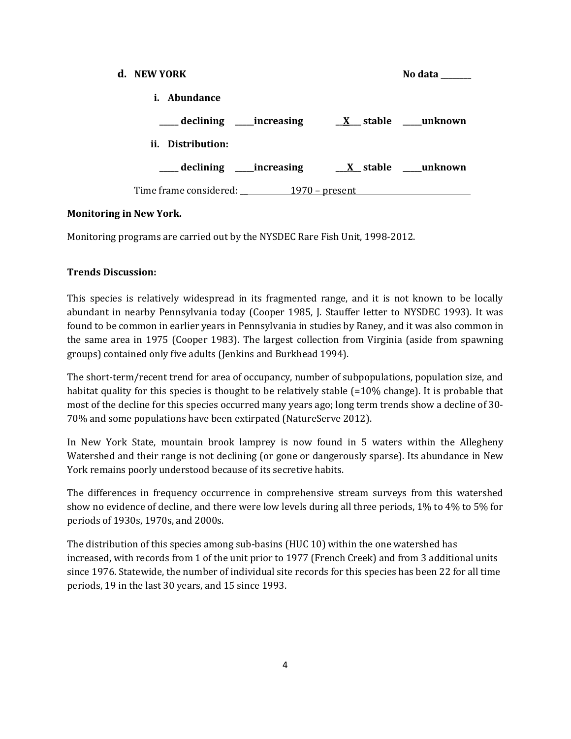**d. NEW YORK** **No data \_\_\_\_\_\_\_\_**

**i. Abundance**

**\_\_\_\_\_ declining \_\_\_\_\_increasing \_\_X\_\_\_ stable \_\_\_\_\_unknown**

**ii. Distribution:**

**\_\_\_\_\_ declining \_\_\_\_\_increasing \_\_\_X\_\_ stable \_\_\_\_\_unknown**

Time frame considered: 1970 – present

**Monitoring in New York.**

Monitoring programs are carried out by the NYSDEC Rare Fish Unit, 1998-2012.

**Trends Discussion:**

This species is relatively widespread in its fragmented range, and it is not known to be locally abundant in nearby Pennsylvania today (Cooper 1985, J. Stauffer letter to NYSDEC 1993). It was found to be common in earlier years in Pennsylvania in studies by Raney, and it was also common in the same area in 1975 (Cooper 1983). The largest collection from Virginia (aside from spawning groups) contained only five adults (Jenkins and Burkhead 1994).

The short-term/recent trend for area of occupancy, number of subpopulations, population size, and habitat quality for this species is thought to be relatively stable (=10% change). It is probable that most of the decline for this species occurred many years ago; long term trends show a decline of 30-70% and some populations have been extirpated (NatureServe 2012).

In New York State, mountain brook lamprey is now found in 5 waters within the Allegheny Watershed and their range is not declining (or gone or dangerously sparse). Its abundance in New York remains poorly understood because of its secretive habits.

The differences in frequency occurrence in comprehensive stream surveys from this watershed show no evidence of decline, and there were low levels during all three periods, 1% to 4% to 5% for periods of 1930s, 1970s, and 2000s.

The distribution of this species among sub-basins (HUC 10) within the one watershed has increased, with records from 1 of the unit prior to 1977 (French Creek) and from 3 additional units since 1976. Statewide, the number of individual site records for this species has been 22 for all time periods, 19 in the last 30 years, and 15 since 1993.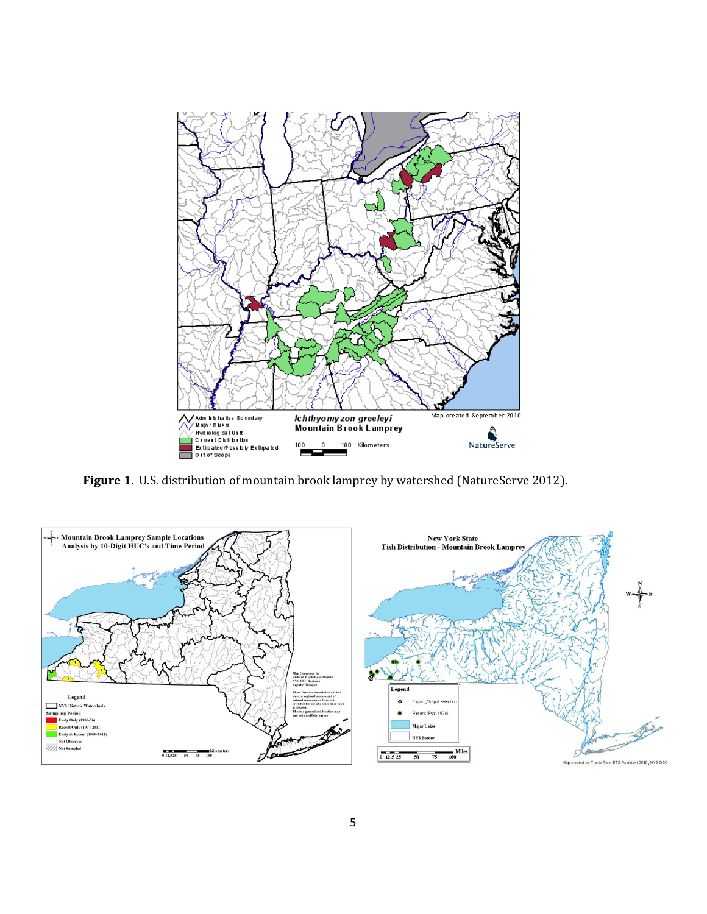**Figure 1**. U.S. distribution of mountain brook lamprey by watershed (NatureServe 2012).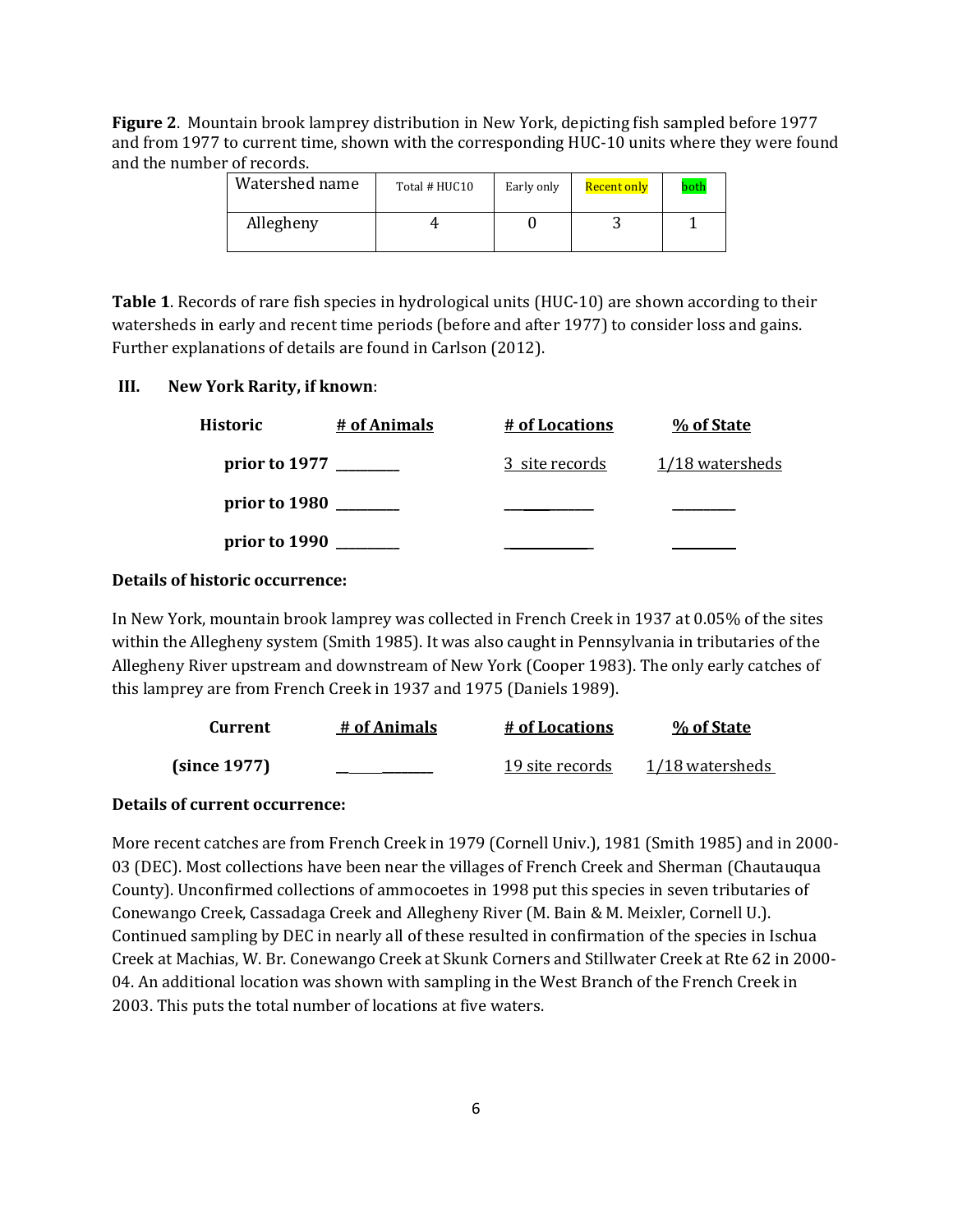**Figure 2**. Mountain brook lamprey distribution in New York, depicting fish sampled before 1977 and from 1977 to current time, shown with the corresponding HUC-10 units where they were found and the number of records.

| Watershed name | Total # HUC10 | Early only | Recent only | both |
|---|---|---|---|---|
| Allegheny | 4 | 0 | 3 | 1 |

**Table 1**. Records of rare fish species in hydrological units (HUC-10) are shown according to their watersheds in early and recent time periods (before and after 1977) to consider loss and gains. Further explanations of details are found in Carlson (2012).

## III. New York Rarity, if known:

| Historic | # of Animals | # of Locations | % of State |
|---|---|---|---|
| prior to 1977 | _________ | 3 site records | 1/18 watersheds |
| prior to 1980 | _________ | _________ | _________ |
| prior to 1990 | _________ | _________ | _________ |

**Details of historic occurrence:**

In New York, mountain brook lamprey was collected in French Creek in 1937 at 0.05% of the sites within the Allegheny system (Smith 1985). It was also caught in Pennsylvania in tributaries of the Allegheny River upstream and downstream of New York (Cooper 1983). The only early catches of this lamprey are from French Creek in 1937 and 1975 (Daniels 1989).

| Current | # of Animals | # of Locations | % of State |
|---|---|---|---|
| (since 1977) | _________ | 19 site records | 1/18 watersheds |

**Details of current occurrence:**

More recent catches are from French Creek in 1979 (Cornell Univ.), 1981 (Smith 1985) and in 2000-03 (DEC). Most collections have been near the villages of French Creek and Sherman (Chautauqua County). Unconfirmed collections of ammocoetes in 1998 put this species in seven tributaries of Conewango Creek, Cassadaga Creek and Allegheny River (M. Bain & M. Meixler, Cornell U.). Continued sampling by DEC in nearly all of these resulted in confirmation of the species in Ischua Creek at Machias, W. Br. Conewango Creek at Skunk Corners and Stillwater Creek at Rte 62 in 2000-04. An additional location was shown with sampling in the West Branch of the French Creek in 2003. This puts the total number of locations at five waters.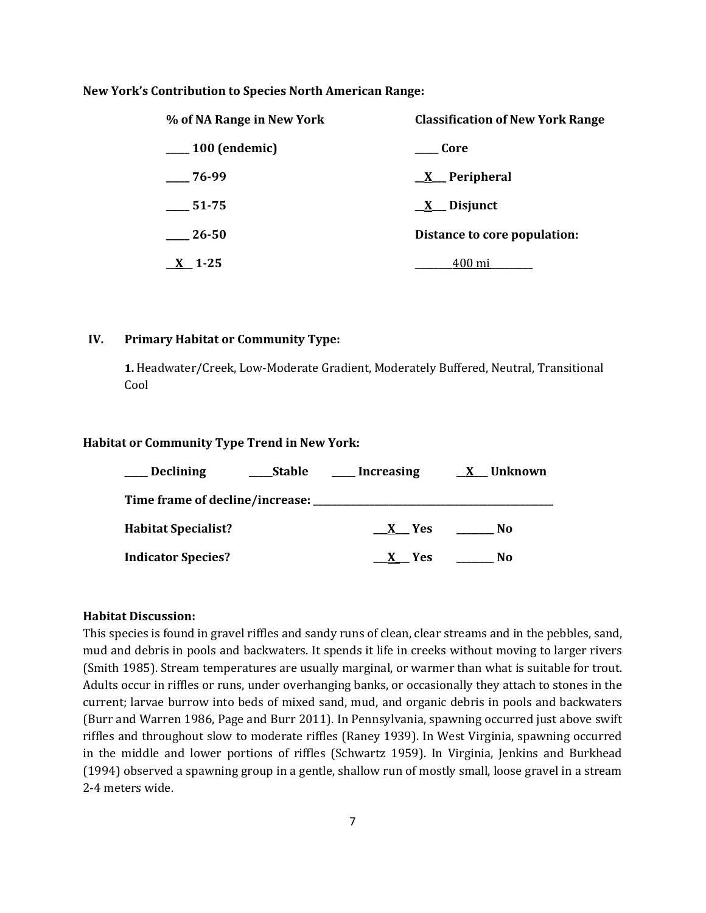**New York's Contribution to Species North American Range:**

| **% of NA Range in New York** | **Classification of New York Range** |
|---|---|
| **_____ 100 (endemic)** | **_____ Core** |
| **_____ 76-99** | **__X___ Peripheral** |
| **_____ 51-75** | **__X___ Disjunct** |
| **_____ 26-50** | **Distance to core population:** |
| **__X__ 1-25** | ________400 mi_________ |

## IV. Primary Habitat or Community Type:

**1.** Headwater/Creek, Low-Moderate Gradient, Moderately Buffered, Neutral, Transitional Cool

**Habitat or Community Type Trend in New York:**

**_____ Declining     _____Stable     _____ Increasing     __X___ Unknown**

**Time frame of decline/increase: ___________________________________________**

**Habitat Specialist?     ___X___ Yes     _______ No**

**Indicator Species?     ___X___ Yes     _______ No**

**Habitat Discussion:**

This species is found in gravel riffles and sandy runs of clean, clear streams and in the pebbles, sand, mud and debris in pools and backwaters. It spends it life in creeks without moving to larger rivers (Smith 1985). Stream temperatures are usually marginal, or warmer than what is suitable for trout. Adults occur in riffles or runs, under overhanging banks, or occasionally they attach to stones in the current; larvae burrow into beds of mixed sand, mud, and organic debris in pools and backwaters (Burr and Warren 1986, Page and Burr 2011). In Pennsylvania, spawning occurred just above swift riffles and throughout slow to moderate riffles (Raney 1939). In West Virginia, spawning occurred in the middle and lower portions of riffles (Schwartz 1959). In Virginia, Jenkins and Burkhead (1994) observed a spawning group in a gentle, shallow run of mostly small, loose gravel in a stream 2-4 meters wide.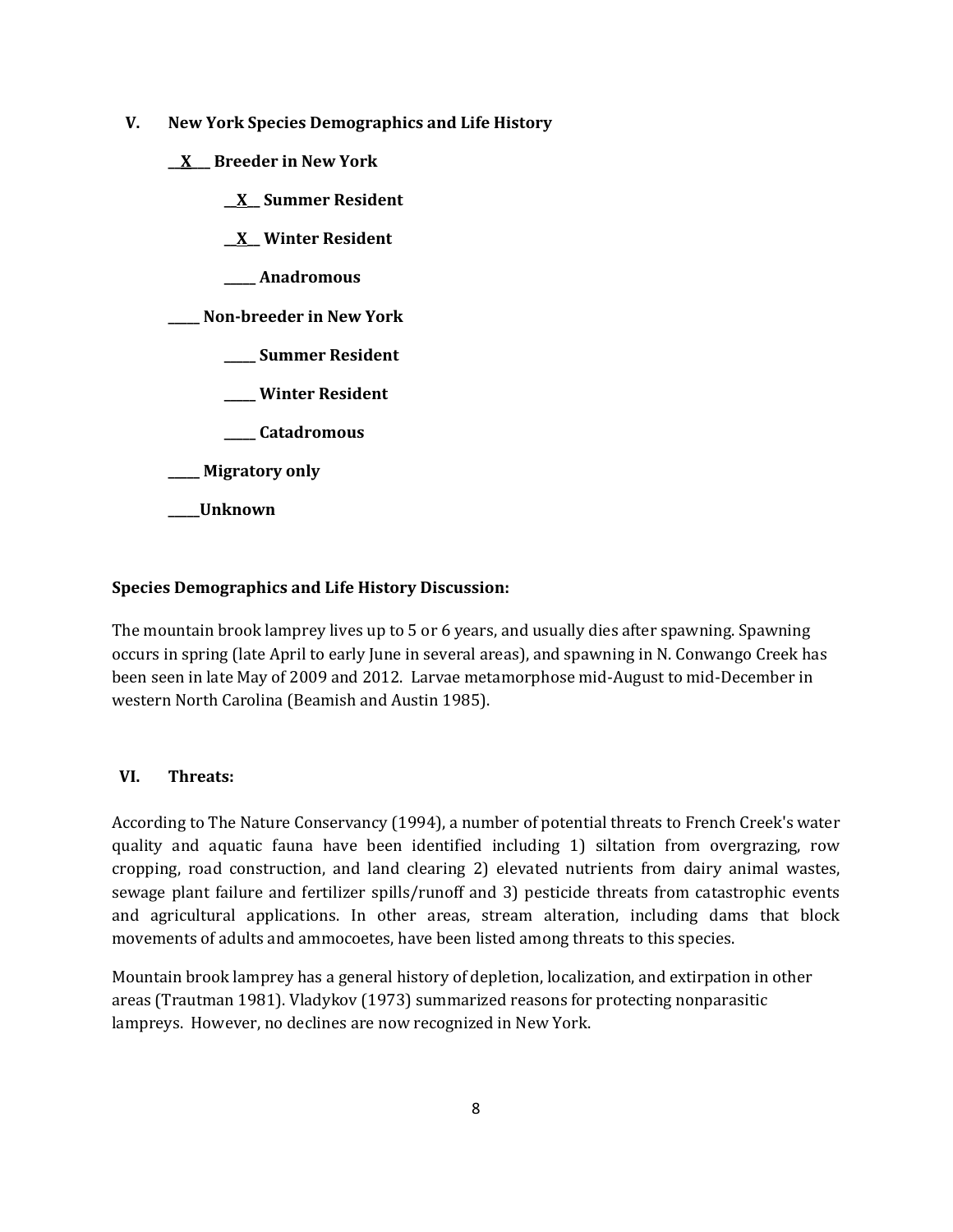## V. New York Species Demographics and Life History

**__X___ Breeder in New York**

**__X__ Summer Resident**

**__X__ Winter Resident**

**_____ Anadromous**

**_____ Non-breeder in New York**

**_____ Summer Resident**

**_____ Winter Resident**

**_____ Catadromous**

**_____ Migratory only**

**_____Unknown**

**Species Demographics and Life History Discussion:**

The mountain brook lamprey lives up to 5 or 6 years, and usually dies after spawning. Spawning occurs in spring (late April to early June in several areas), and spawning in N. Conwango Creek has been seen in late May of 2009 and 2012. Larvae metamorphose mid-August to mid-December in western North Carolina (Beamish and Austin 1985).

## VI. Threats:

According to The Nature Conservancy (1994), a number of potential threats to French Creek's water quality and aquatic fauna have been identified including 1) siltation from overgrazing, row cropping, road construction, and land clearing 2) elevated nutrients from dairy animal wastes, sewage plant failure and fertilizer spills/runoff and 3) pesticide threats from catastrophic events and agricultural applications. In other areas, stream alteration, including dams that block movements of adults and ammocoetes, have been listed among threats to this species.

Mountain brook lamprey has a general history of depletion, localization, and extirpation in other areas (Trautman 1981). Vladykov (1973) summarized reasons for protecting nonparasitic lampreys. However, no declines are now recognized in New York.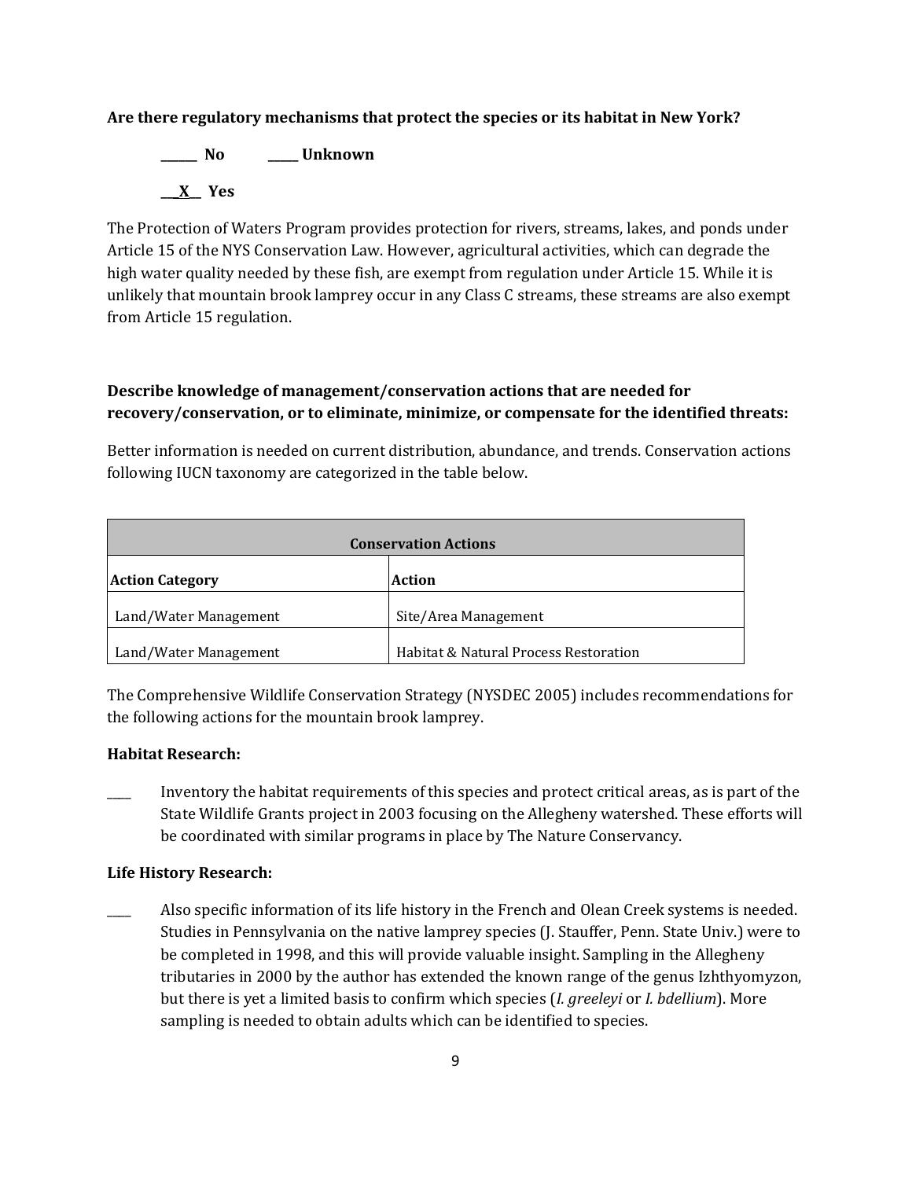**Are there regulatory mechanisms that protect the species or its habitat in New York?**

**______ No** **_____ Unknown**

**__X__ Yes**

The Protection of Waters Program provides protection for rivers, streams, lakes, and ponds under Article 15 of the NYS Conservation Law. However, agricultural activities, which can degrade the high water quality needed by these fish, are exempt from regulation under Article 15. While it is unlikely that mountain brook lamprey occur in any Class C streams, these streams are also exempt from Article 15 regulation.

**Describe knowledge of management/conservation actions that are needed for recovery/conservation, or to eliminate, minimize, or compensate for the identified threats:**

Better information is needed on current distribution, abundance, and trends. Conservation actions following IUCN taxonomy are categorized in the table below.

| **Conservation Actions** | |
|---|---|
| **Action Category** | **Action** |
| Land/Water Management | Site/Area Management |
| Land/Water Management | Habitat & Natural Process Restoration |

The Comprehensive Wildlife Conservation Strategy (NYSDEC 2005) includes recommendations for the following actions for the mountain brook lamprey.

**Habitat Research:**

____ Inventory the habitat requirements of this species and protect critical areas, as is part of the State Wildlife Grants project in 2003 focusing on the Allegheny watershed. These efforts will be coordinated with similar programs in place by The Nature Conservancy.

**Life History Research:**

____ Also specific information of its life history in the French and Olean Creek systems is needed. Studies in Pennsylvania on the native lamprey species (J. Stauffer, Penn. State Univ.) were to be completed in 1998, and this will provide valuable insight. Sampling in the Allegheny tributaries in 2000 by the author has extended the known range of the genus Izhthyomyzon, but there is yet a limited basis to confirm which species (*I. greeleyi* or *I. bdellium*). More sampling is needed to obtain adults which can be identified to species.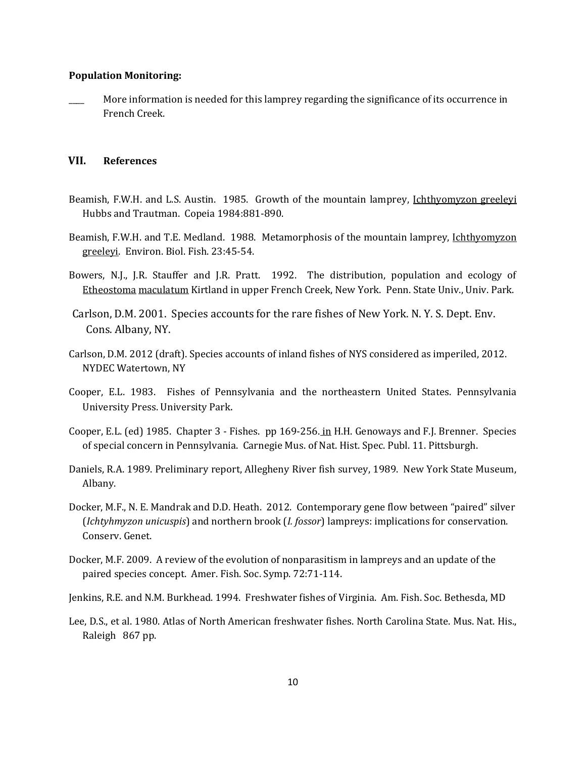**Population Monitoring:**

____ More information is needed for this lamprey regarding the significance of its occurrence in French Creek.

## VII. References

Beamish, F.W.H. and L.S. Austin. 1985. Growth of the mountain lamprey, Ichthyomyzon greeleyi Hubbs and Trautman. Copeia 1984:881-890.

Beamish, F.W.H. and T.E. Medland. 1988. Metamorphosis of the mountain lamprey, Ichthyomyzon greeleyi. Environ. Biol. Fish. 23:45-54.

Bowers, N.J., J.R. Stauffer and J.R. Pratt. 1992. The distribution, population and ecology of Etheostoma maculatum Kirtland in upper French Creek, New York. Penn. State Univ., Univ. Park.

Carlson, D.M. 2001. Species accounts for the rare fishes of New York. N. Y. S. Dept. Env. Cons. Albany, NY.

Carlson, D.M. 2012 (draft). Species accounts of inland fishes of NYS considered as imperiled, 2012. NYDEC Watertown, NY

Cooper, E.L. 1983. Fishes of Pennsylvania and the northeastern United States. Pennsylvania University Press. University Park.

Cooper, E.L. (ed) 1985. Chapter 3 - Fishes. pp 169-256. in H.H. Genoways and F.J. Brenner. Species of special concern in Pennsylvania. Carnegie Mus. of Nat. Hist. Spec. Publ. 11. Pittsburgh.

Daniels, R.A. 1989. Preliminary report, Allegheny River fish survey, 1989. New York State Museum, Albany.

Docker, M.F., N. E. Mandrak and D.D. Heath. 2012. Contemporary gene flow between "paired" silver (*Ichtyhmyzon unicuspis*) and northern brook (*I. fossor*) lampreys: implications for conservation. Conserv. Genet.

Docker, M.F. 2009. A review of the evolution of nonparasitism in lampreys and an update of the paired species concept. Amer. Fish. Soc. Symp. 72:71-114.

Jenkins, R.E. and N.M. Burkhead. 1994. Freshwater fishes of Virginia. Am. Fish. Soc. Bethesda, MD

Lee, D.S., et al. 1980. Atlas of North American freshwater fishes. North Carolina State. Mus. Nat. His., Raleigh 867 pp.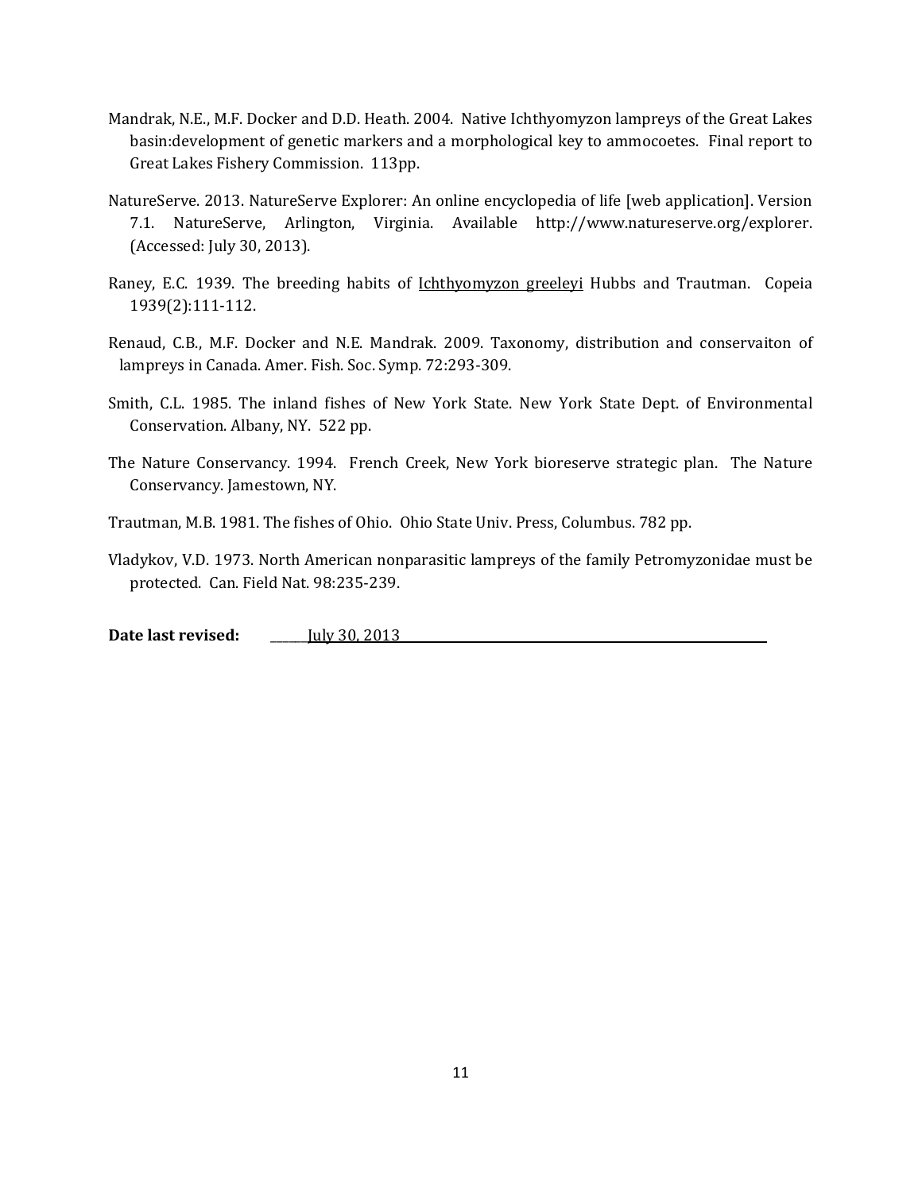Mandrak, N.E., M.F. Docker and D.D. Heath. 2004. Native Ichthyomyzon lampreys of the Great Lakes basin:development of genetic markers and a morphological key to ammocoetes. Final report to Great Lakes Fishery Commission. 113pp.

NatureServe. 2013. NatureServe Explorer: An online encyclopedia of life [web application]. Version 7.1. NatureServe, Arlington, Virginia. Available http://www.natureserve.org/explorer. (Accessed: July 30, 2013).

Raney, E.C. 1939. The breeding habits of Ichthyomyzon greeleyi Hubbs and Trautman. Copeia 1939(2):111-112.

Renaud, C.B., M.F. Docker and N.E. Mandrak. 2009. Taxonomy, distribution and conservaiton of lampreys in Canada. Amer. Fish. Soc. Symp. 72:293-309.

Smith, C.L. 1985. The inland fishes of New York State. New York State Dept. of Environmental Conservation. Albany, NY. 522 pp.

The Nature Conservancy. 1994. French Creek, New York bioreserve strategic plan. The Nature Conservancy. Jamestown, NY.

Trautman, M.B. 1981. The fishes of Ohio. Ohio State Univ. Press, Columbus. 782 pp.

Vladykov, V.D. 1973. North American nonparasitic lampreys of the family Petromyzonidae must be protected. Can. Field Nat. 98:235-239.

**Date last revised:** July 30, 2013